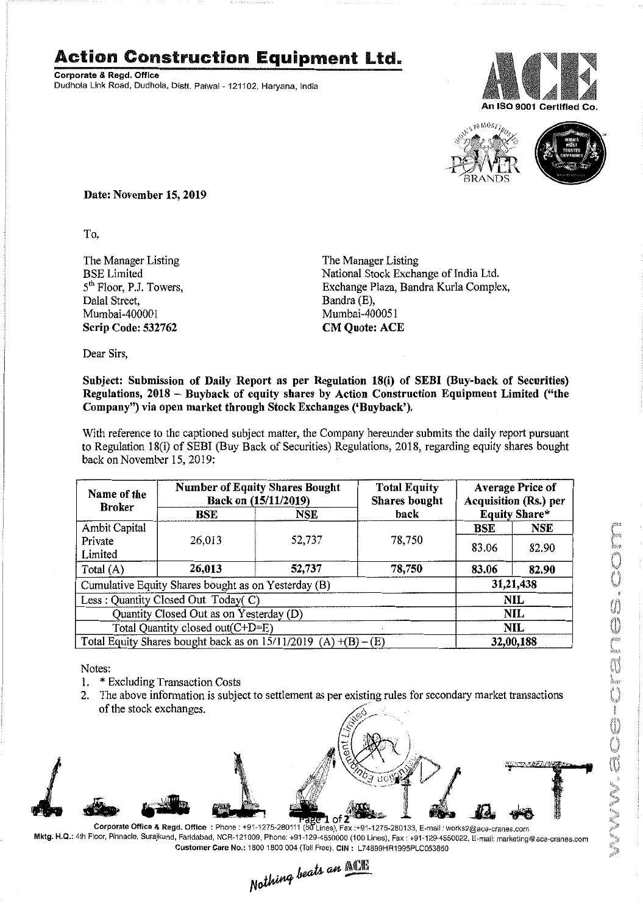# Action Construction Equipment Ltd.

**Corporate & Regd. Office**
Dudhola Link Road, Dudhola, Distt. Palwal - 121102, Haryana, India

An ISO 9001 Certified Co.

**Date: November 15, 2019**

To,

The Manager Listing
BSE Limited
5th Floor, P.J. Towers,
Dalal Street,
Mumbai-400001
**Scrip Code: 532762**

The Manager Listing
National Stock Exchange of India Ltd.
Exchange Plaza, Bandra Kurla Complex,
Bandra (E),
Mumbai-400051
**CM Quote: ACE**

Dear Sirs,

**Subject: Submission of Daily Report as per Regulation 18(i) of SEBI (Buy-back of Securities) Regulations, 2018 – Buyback of equity shares by Action Construction Equipment Limited ("the Company") via open market through Stock Exchanges ('Buyback').**

With reference to the captioned subject matter, the Company hereunder submits the daily report pursuant to Regulation 18(i) of SEBI (Buy Back of Securities) Regulations, 2018, regarding equity shares bought back on November 15, 2019:

| Name of the Broker | Number of Equity Shares Bought Back on (15/11/2019) | | Total Equity Shares bought back | Average Price of Acquisition (Rs.) per Equity Share* | |
|---|---|---|---|---|---|
| | BSE | NSE | | BSE | NSE |
| Ambit Capital Private Limited | 26,013 | 52,737 | 78,750 | 83.06 | 82.90 |
| Total (A) | **26,013** | **52,737** | **78,750** | **83.06** | **82.90** |
| Cumulative Equity Shares bought as on Yesterday (B) | | | | **31,21,438** | |
| Less : Quantity Closed Out Today( C) | | | | **NIL** | |
| Quantity Closed Out as on Yesterday (D) | | | | **NIL** | |
| Total Quantity closed out(C+D=E) | | | | **NIL** | |
| Total Equity Shares bought back as on 15/11/2019 (A) +(B) – (E) | | | | **32,00,188** | |

Notes:
1. * Excluding Transaction Costs
2. The above information is subject to settlement as per existing rules for secondary market transactions of the stock exchanges.

Corporate Office & Regd. Office : Phone : +91-1275-280111 (50 Lines), Fax :+91-1275-280133, E-mail : works2@ace-cranes.com
Mktg. H.Q.: 4th Floor, Pinnacle, Surajkund, Faridabad, NCR-121009, Phone: +91-129-4550000 (100 Lines), Fax : +91-129-4550022, E-mail: marketing@ace-cranes.com
Customer Care No.: 1800 1800 004 (Toll Free), CIN : L74899HR1995PLC053860

*Nothing beats an ACE*

www.ace-cranes.com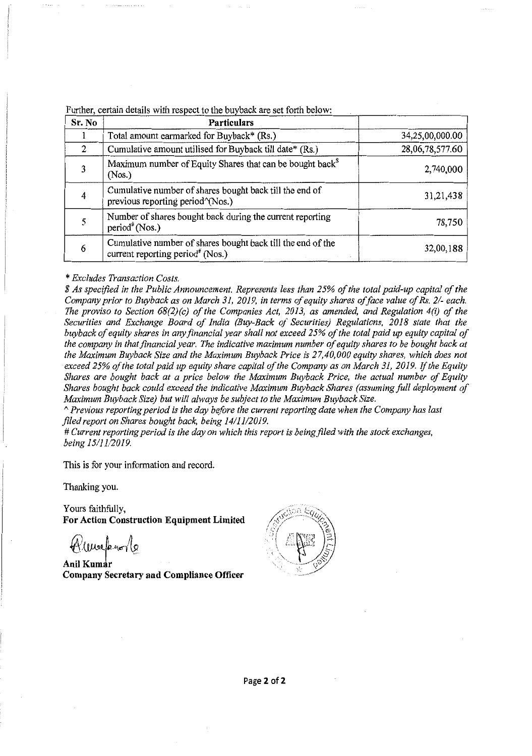Further, certain details with respect to the buyback are set forth below:

| Sr. No | Particulars | |
|---|---|---|
| 1 | Total amount earmarked for Buyback* (Rs.) | 34,25,00,000.00 |
| 2 | Cumulative amount utilised for Buyback till date* (Rs.) | 28,06,78,577.60 |
| 3 | Maximum number of Equity Shares that can be bought back$ (Nos.) | 2,740,000 |
| 4 | Cumulative number of shares bought back till the end of previous reporting period^(Nos.) | 31,21,438 |
| 5 | Number of shares bought back during the current reporting period# (Nos.) | 78,750 |
| 6 | Cumulative number of shares bought back till the end of the current reporting period# (Nos.) | 32,00,188 |

*\* Excludes Transaction Costs.*

*$ As specified in the Public Announcement. Represents less than 25% of the total paid-up capital of the Company prior to Buyback as on March 31, 2019, in terms of equity shares of face value of Rs. 2/- each. The proviso to Section 68(2)(c) of the Companies Act, 2013, as amended, and Regulation 4(i) of the Securities and Exchange Board of India (Buy-Back of Securities) Regulations, 2018 state that the buyback of equity shares in any financial year shall not exceed 25% of the total paid up equity capital of the company in that financial year. The indicative maximum number of equity shares to be bought back at the Maximum Buyback Size and the Maximum Buyback Price is 27,40,000 equity shares, which does not exceed 25% of the total paid up equity share capital of the Company as on March 31, 2019. If the Equity Shares are bought back at a price below the Maximum Buyback Price, the actual number of Equity Shares bought back could exceed the indicative Maximum Buyback Shares (assuming full deployment of Maximum Buyback Size) but will always be subject to the Maximum Buyback Size.*

*^ Previous reporting period is the day before the current reporting date when the Company has last filed report on Shares bought back, being 14/11/2019.*

*# Current reporting period is the day on which this report is being filed with the stock exchanges, being 15/11/2019.*

This is for your information and record.

Thanking you.

Yours faithfully,
**For Action Construction Equipment Limited**

**Anil Kumar**
**Company Secretary and Compliance Officer**